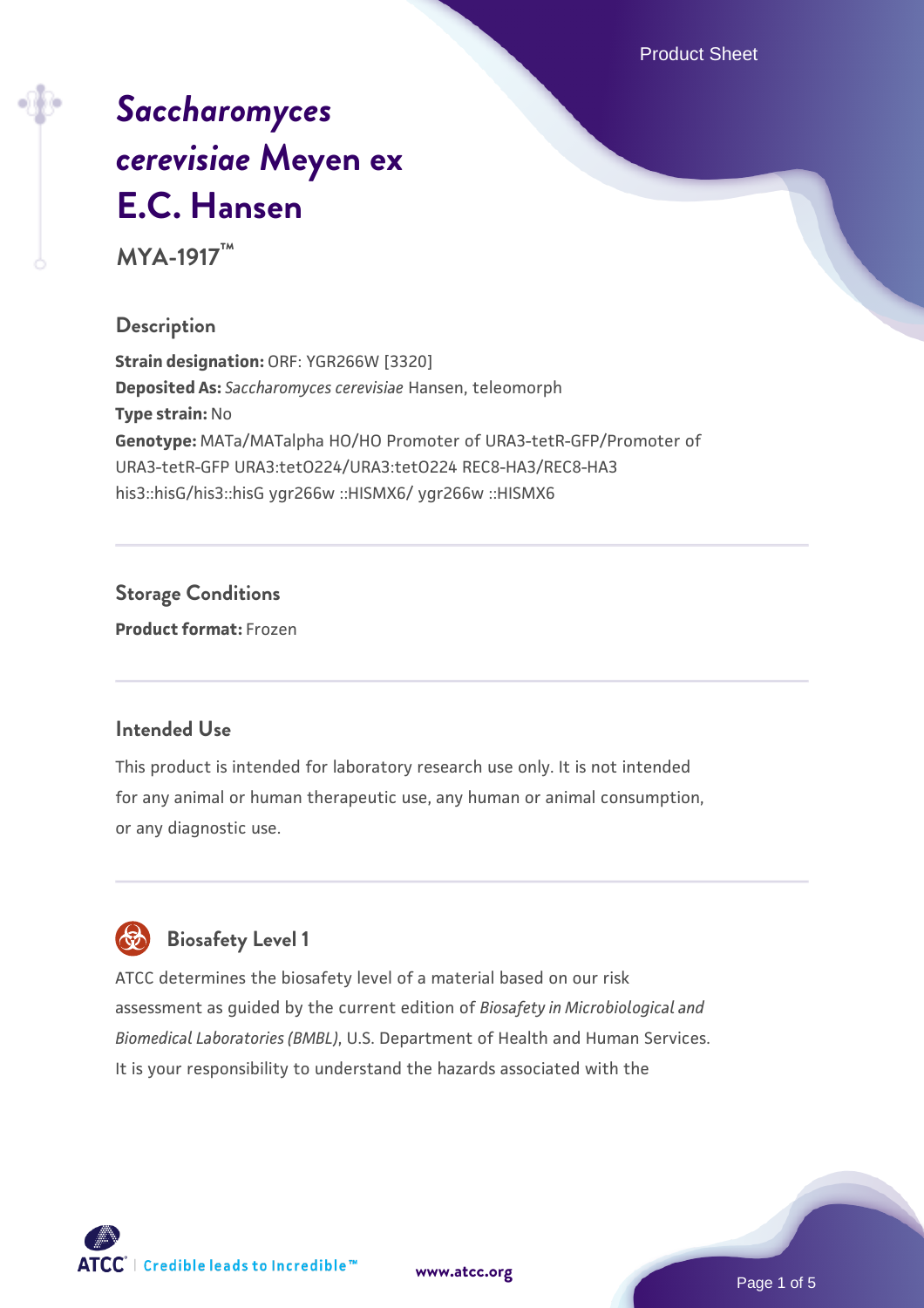# *Saccharomyces cerevisiae* Meyen ex E.C. Hansen

**MYA-1917™**

## Description

**Strain designation:** ORF: YGR266W [3320]
**Deposited As:** *Saccharomyces cerevisiae* Hansen, teleomorph
**Type strain:** No
**Genotype:** MATa/MATalpha HO/HO Promoter of URA3-tetR-GFP/Promoter of URA3-tetR-GFP URA3:tetO224/URA3:tetO224 REC8-HA3/REC8-HA3 his3::hisG/his3::hisG ygr266w ::HISMX6/ ygr266w ::HISMX6

## Storage Conditions

**Product format:** Frozen

## Intended Use

This product is intended for laboratory research use only. It is not intended for any animal or human therapeutic use, any human or animal consumption, or any diagnostic use.

## Biosafety Level 1

ATCC determines the biosafety level of a material based on our risk assessment as guided by the current edition of *Biosafety in Microbiological and Biomedical Laboratories (BMBL)*, U.S. Department of Health and Human Services. It is your responsibility to understand the hazards associated with the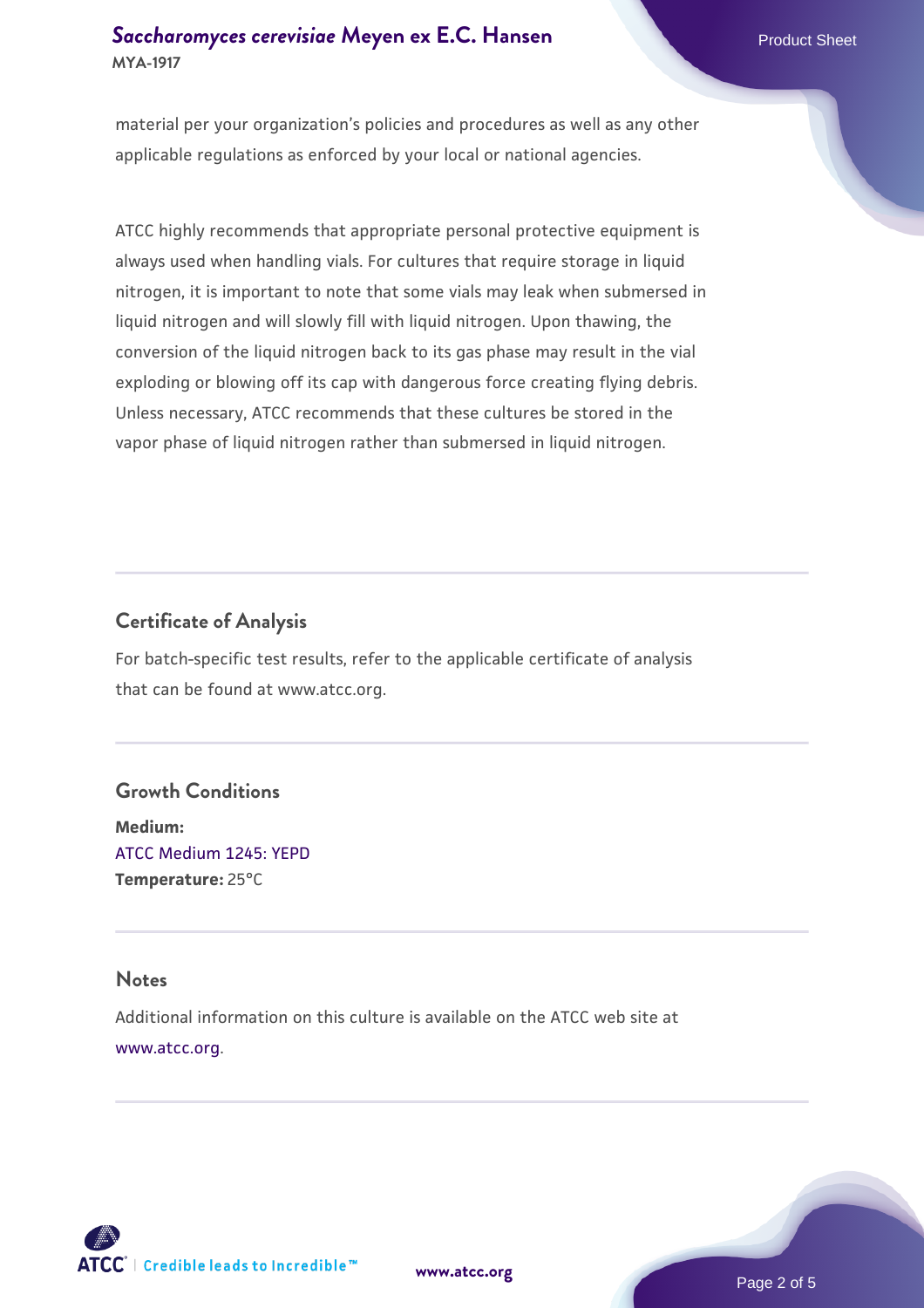material per your organization's policies and procedures as well as any other applicable regulations as enforced by your local or national agencies.

ATCC highly recommends that appropriate personal protective equipment is always used when handling vials. For cultures that require storage in liquid nitrogen, it is important to note that some vials may leak when submersed in liquid nitrogen and will slowly fill with liquid nitrogen. Upon thawing, the conversion of the liquid nitrogen back to its gas phase may result in the vial exploding or blowing off its cap with dangerous force creating flying debris. Unless necessary, ATCC recommends that these cultures be stored in the vapor phase of liquid nitrogen rather than submersed in liquid nitrogen.

## Certificate of Analysis

For batch-specific test results, refer to the applicable certificate of analysis that can be found at www.atcc.org.

## Growth Conditions

**Medium:**
ATCC Medium 1245: YEPD
**Temperature:** 25°C

## Notes

Additional information on this culture is available on the ATCC web site at www.atcc.org.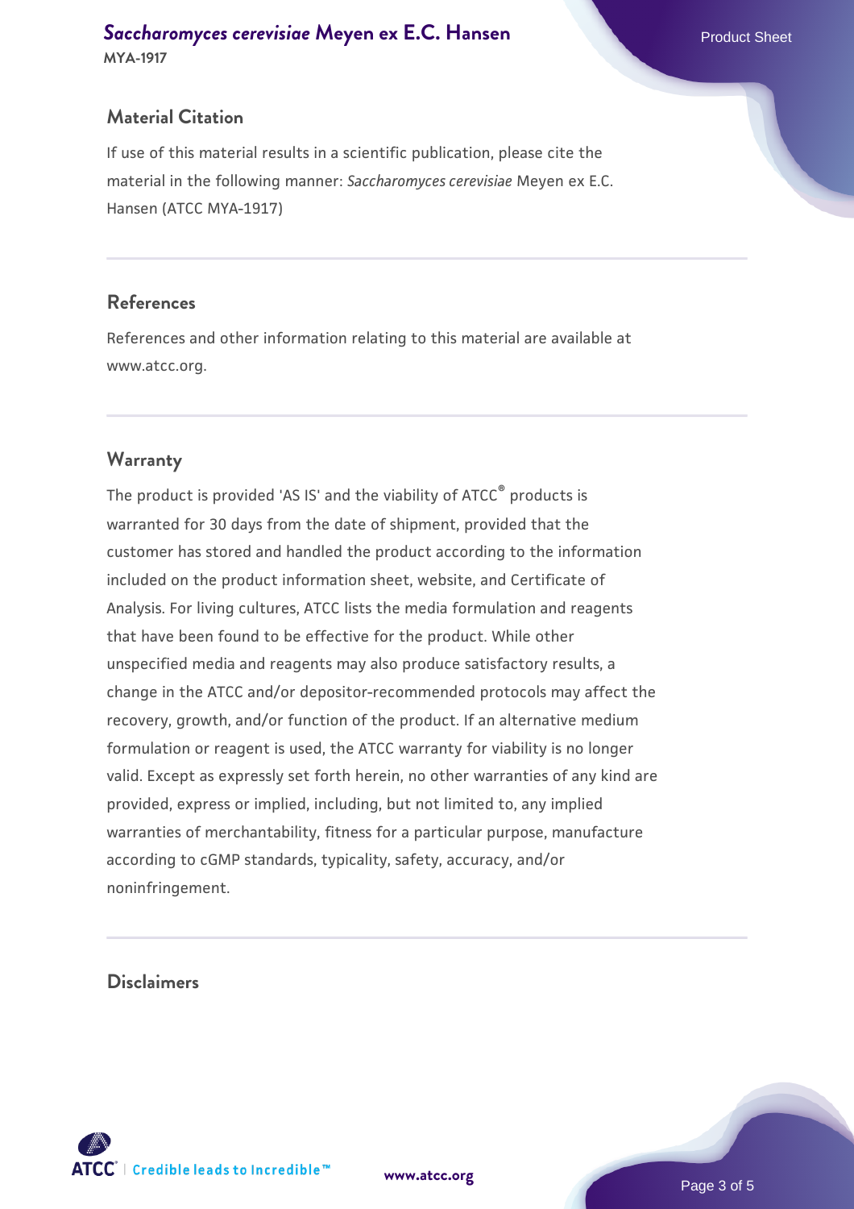## Material Citation

If use of this material results in a scientific publication, please cite the material in the following manner: *Saccharomyces cerevisiae* Meyen ex E.C. Hansen (ATCC MYA-1917)

## References

References and other information relating to this material are available at www.atcc.org.

## Warranty

The product is provided 'AS IS' and the viability of ATCC® products is warranted for 30 days from the date of shipment, provided that the customer has stored and handled the product according to the information included on the product information sheet, website, and Certificate of Analysis. For living cultures, ATCC lists the media formulation and reagents that have been found to be effective for the product. While other unspecified media and reagents may also produce satisfactory results, a change in the ATCC and/or depositor-recommended protocols may affect the recovery, growth, and/or function of the product. If an alternative medium formulation or reagent is used, the ATCC warranty for viability is no longer valid. Except as expressly set forth herein, no other warranties of any kind are provided, express or implied, including, but not limited to, any implied warranties of merchantability, fitness for a particular purpose, manufacture according to cGMP standards, typicality, safety, accuracy, and/or noninfringement.

## Disclaimers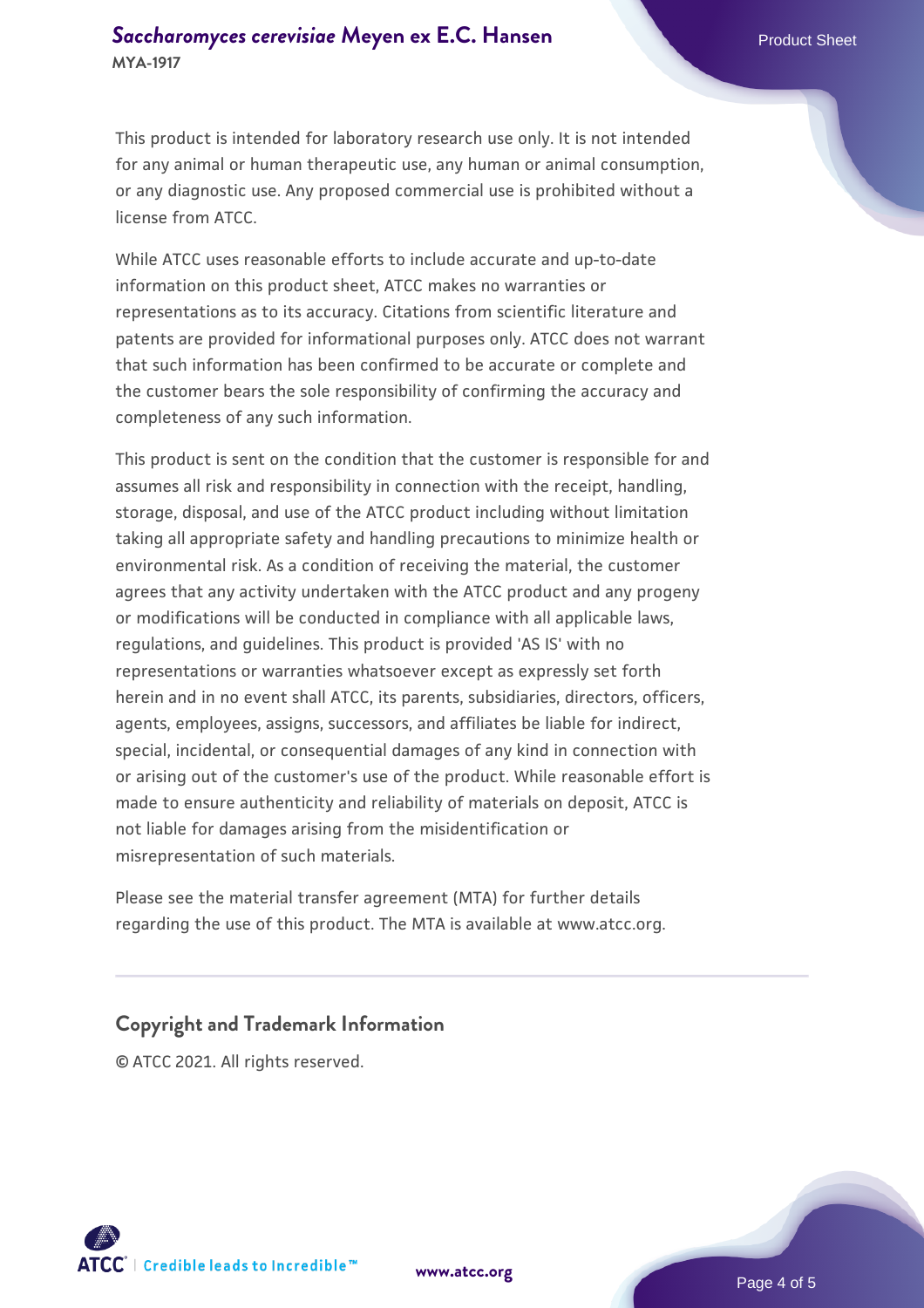This product is intended for laboratory research use only. It is not intended for any animal or human therapeutic use, any human or animal consumption, or any diagnostic use. Any proposed commercial use is prohibited without a license from ATCC.

While ATCC uses reasonable efforts to include accurate and up-to-date information on this product sheet, ATCC makes no warranties or representations as to its accuracy. Citations from scientific literature and patents are provided for informational purposes only. ATCC does not warrant that such information has been confirmed to be accurate or complete and the customer bears the sole responsibility of confirming the accuracy and completeness of any such information.

This product is sent on the condition that the customer is responsible for and assumes all risk and responsibility in connection with the receipt, handling, storage, disposal, and use of the ATCC product including without limitation taking all appropriate safety and handling precautions to minimize health or environmental risk. As a condition of receiving the material, the customer agrees that any activity undertaken with the ATCC product and any progeny or modifications will be conducted in compliance with all applicable laws, regulations, and guidelines. This product is provided 'AS IS' with no representations or warranties whatsoever except as expressly set forth herein and in no event shall ATCC, its parents, subsidiaries, directors, officers, agents, employees, assigns, successors, and affiliates be liable for indirect, special, incidental, or consequential damages of any kind in connection with or arising out of the customer's use of the product. While reasonable effort is made to ensure authenticity and reliability of materials on deposit, ATCC is not liable for damages arising from the misidentification or misrepresentation of such materials.

Please see the material transfer agreement (MTA) for further details regarding the use of this product. The MTA is available at www.atcc.org.

## Copyright and Trademark Information

© ATCC 2021. All rights reserved.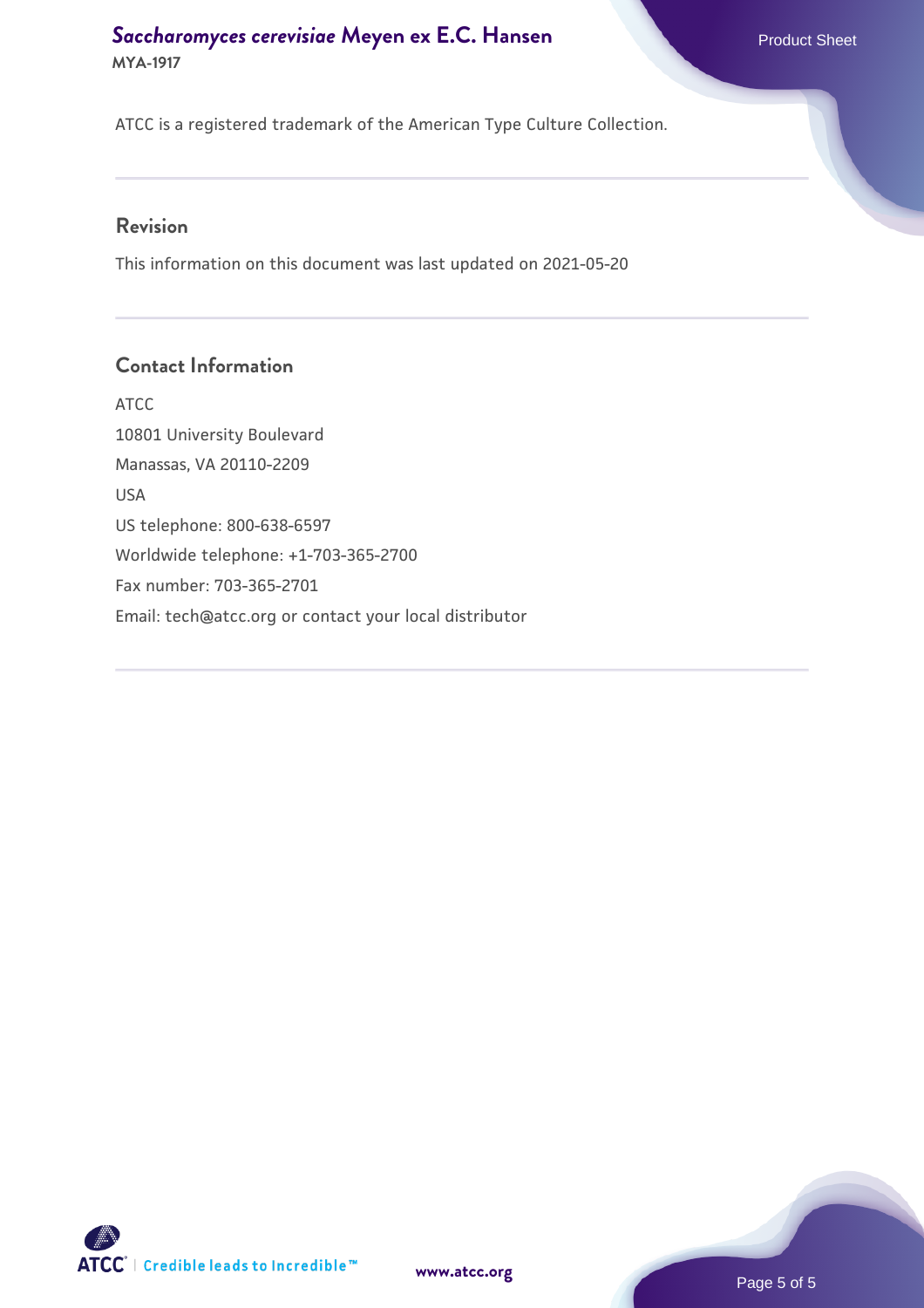ATCC is a registered trademark of the American Type Culture Collection.

## Revision

This information on this document was last updated on 2021-05-20

## Contact Information

ATCC
10801 University Boulevard
Manassas, VA 20110-2209
USA
US telephone: 800-638-6597
Worldwide telephone: +1-703-365-2700
Fax number: 703-365-2701
Email: tech@atcc.org or contact your local distributor